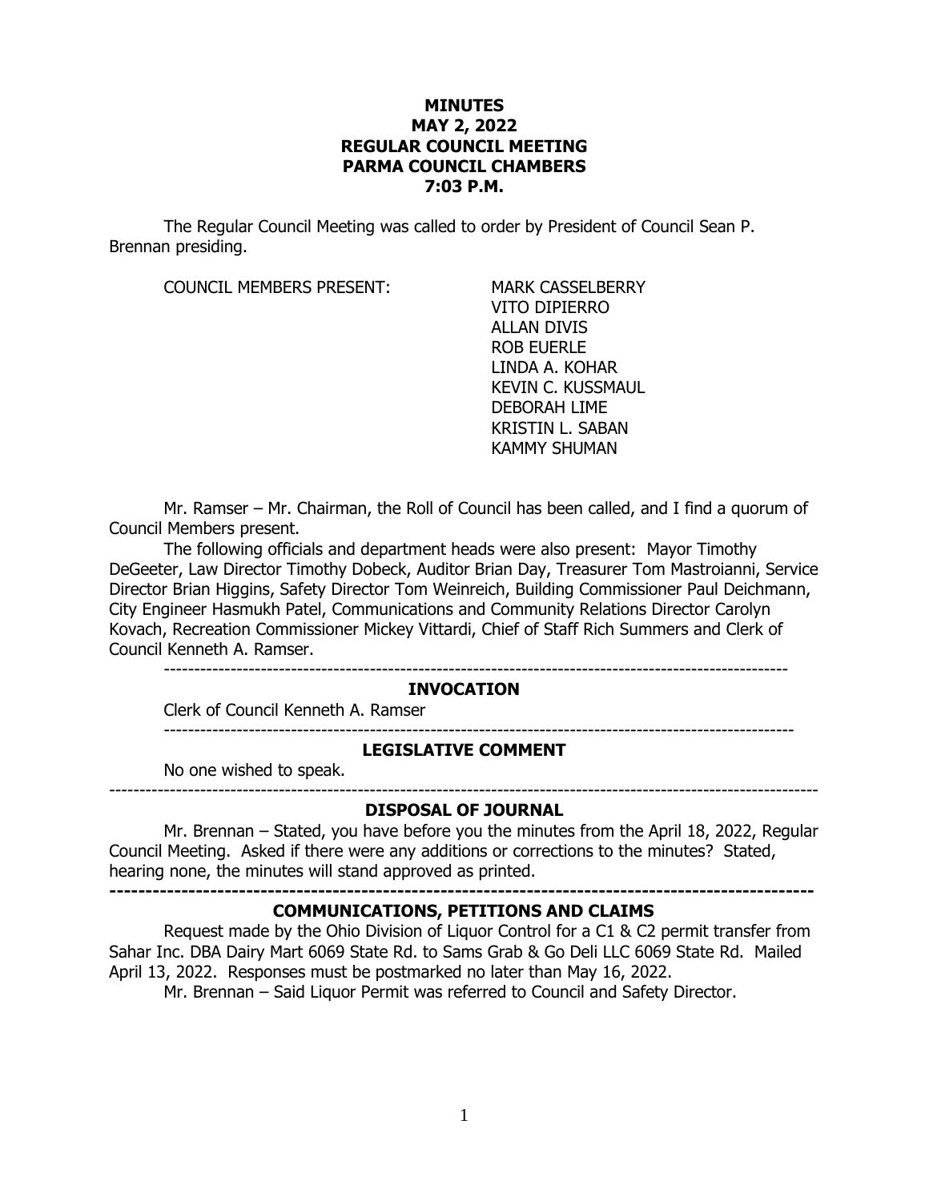# MINUTES
# MAY 2, 2022
# REGULAR COUNCIL MEETING
# PARMA COUNCIL CHAMBERS
# 7:03 P.M.

The Regular Council Meeting was called to order by President of Council Sean P. Brennan presiding.

COUNCIL MEMBERS PRESENT:

MARK CASSELBERRY
VITO DIPIERRO
ALLAN DIVIS
ROB EUERLE
LINDA A. KOHAR
KEVIN C. KUSSMAUL
DEBORAH LIME
KRISTIN L. SABAN
KAMMY SHUMAN

Mr. Ramser – Mr. Chairman, the Roll of Council has been called, and I find a quorum of Council Members present.

The following officials and department heads were also present: Mayor Timothy DeGeeter, Law Director Timothy Dobeck, Auditor Brian Day, Treasurer Tom Mastroianni, Service Director Brian Higgins, Safety Director Tom Weinreich, Building Commissioner Paul Deichmann, City Engineer Hasmukh Patel, Communications and Community Relations Director Carolyn Kovach, Recreation Commissioner Mickey Vittardi, Chief of Staff Rich Summers and Clerk of Council Kenneth A. Ramser.

---

## INVOCATION

Clerk of Council Kenneth A. Ramser

---

## LEGISLATIVE COMMENT

No one wished to speak.

---

## DISPOSAL OF JOURNAL

Mr. Brennan – Stated, you have before you the minutes from the April 18, 2022, Regular Council Meeting. Asked if there were any additions or corrections to the minutes? Stated, hearing none, the minutes will stand approved as printed.

---

## COMMUNICATIONS, PETITIONS AND CLAIMS

Request made by the Ohio Division of Liquor Control for a C1 & C2 permit transfer from Sahar Inc. DBA Dairy Mart 6069 State Rd. to Sams Grab & Go Deli LLC 6069 State Rd. Mailed April 13, 2022. Responses must be postmarked no later than May 16, 2022.

Mr. Brennan – Said Liquor Permit was referred to Council and Safety Director.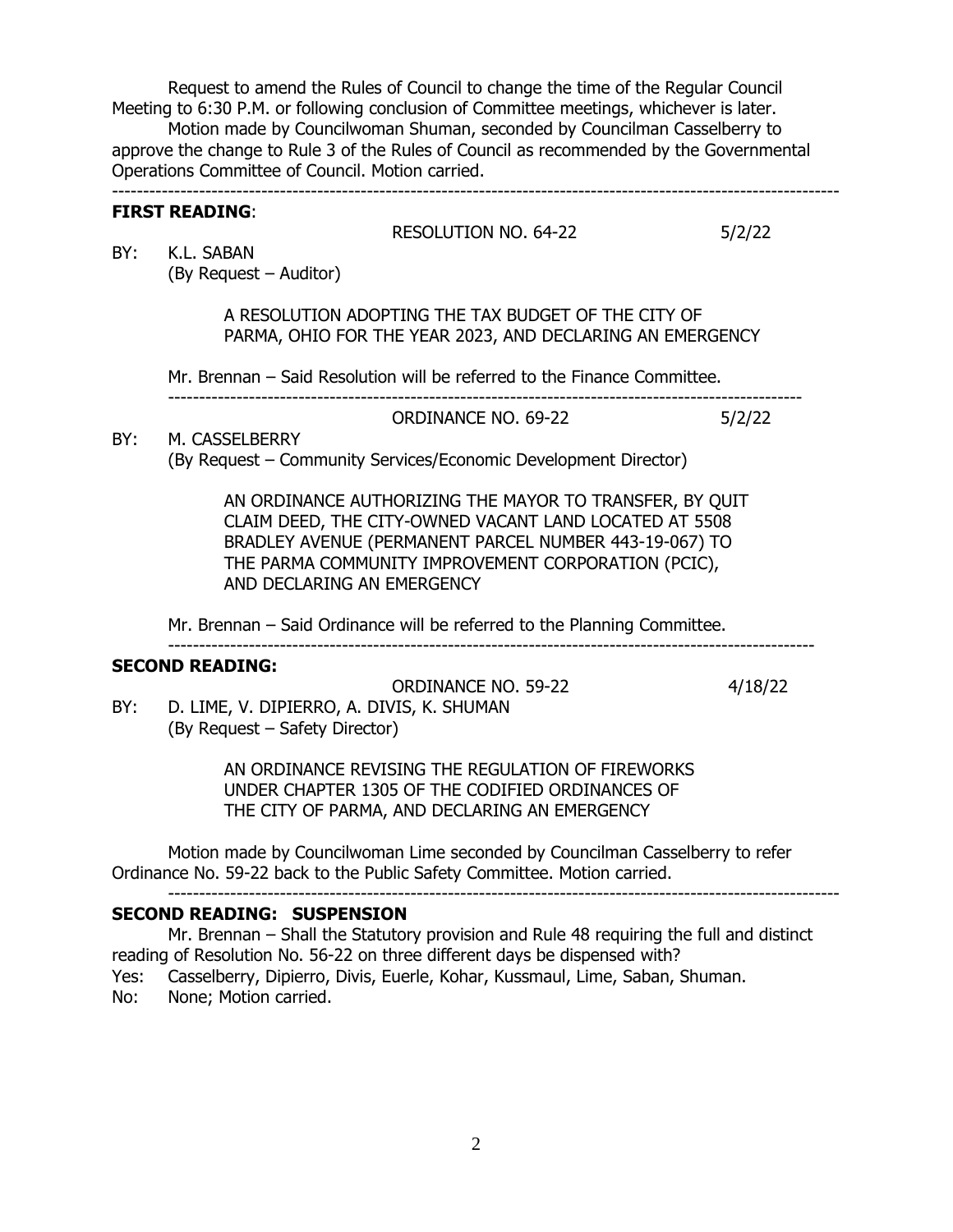Request to amend the Rules of Council to change the time of the Regular Council Meeting to 6:30 P.M. or following conclusion of Committee meetings, whichever is later.

Motion made by Councilwoman Shuman, seconded by Councilman Casselberry to approve the change to Rule 3 of the Rules of Council as recommended by the Governmental Operations Committee of Council. Motion carried.

---

**FIRST READING**:

RESOLUTION NO. 64-22 5/2/22

BY: K.L. SABAN
(By Request – Auditor)

A RESOLUTION ADOPTING THE TAX BUDGET OF THE CITY OF PARMA, OHIO FOR THE YEAR 2023, AND DECLARING AN EMERGENCY

Mr. Brennan – Said Resolution will be referred to the Finance Committee.

---

ORDINANCE NO. 69-22 5/2/22

BY: M. CASSELBERRY
(By Request – Community Services/Economic Development Director)

AN ORDINANCE AUTHORIZING THE MAYOR TO TRANSFER, BY QUIT CLAIM DEED, THE CITY-OWNED VACANT LAND LOCATED AT 5508 BRADLEY AVENUE (PERMANENT PARCEL NUMBER 443-19-067) TO THE PARMA COMMUNITY IMPROVEMENT CORPORATION (PCIC), AND DECLARING AN EMERGENCY

Mr. Brennan – Said Ordinance will be referred to the Planning Committee.

---

**SECOND READING:**

ORDINANCE NO. 59-22 4/18/22

BY: D. LIME, V. DIPIERRO, A. DIVIS, K. SHUMAN
(By Request – Safety Director)

AN ORDINANCE REVISING THE REGULATION OF FIREWORKS UNDER CHAPTER 1305 OF THE CODIFIED ORDINANCES OF THE CITY OF PARMA, AND DECLARING AN EMERGENCY

Motion made by Councilwoman Lime seconded by Councilman Casselberry to refer Ordinance No. 59-22 back to the Public Safety Committee. Motion carried.

---

**SECOND READING: SUSPENSION**

Mr. Brennan – Shall the Statutory provision and Rule 48 requiring the full and distinct reading of Resolution No. 56-22 on three different days be dispensed with?

Yes: Casselberry, Dipierro, Divis, Euerle, Kohar, Kussmaul, Lime, Saban, Shuman.

No: None; Motion carried.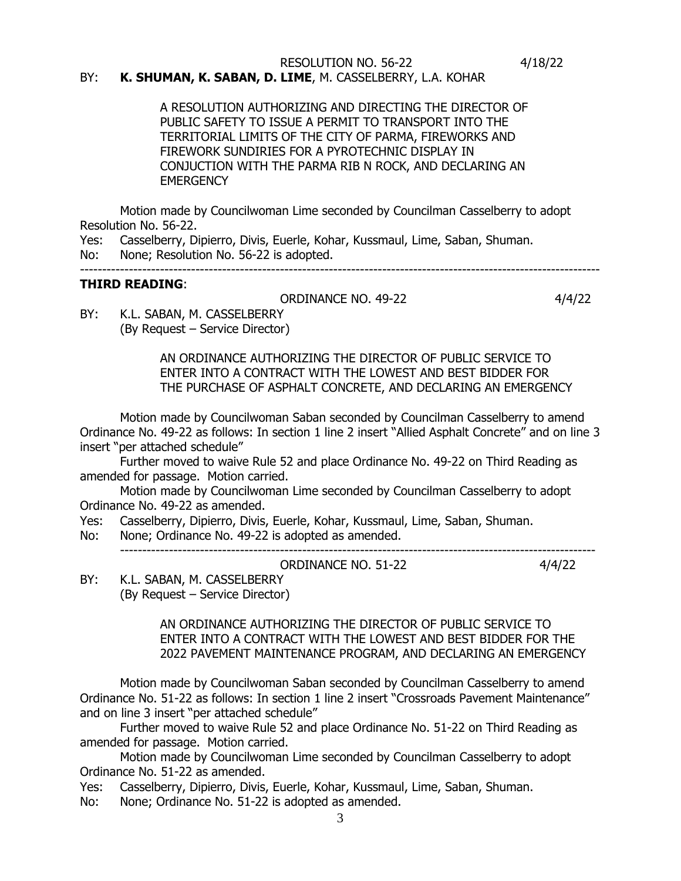RESOLUTION NO. 56-22 4/18/22

BY: **K. SHUMAN, K. SABAN, D. LIME**, M. CASSELBERRY, L.A. KOHAR

A RESOLUTION AUTHORIZING AND DIRECTING THE DIRECTOR OF PUBLIC SAFETY TO ISSUE A PERMIT TO TRANSPORT INTO THE TERRITORIAL LIMITS OF THE CITY OF PARMA, FIREWORKS AND FIREWORK SUNDIRIES FOR A PYROTECHNIC DISPLAY IN CONJUCTION WITH THE PARMA RIB N ROCK, AND DECLARING AN EMERGENCY

Motion made by Councilwoman Lime seconded by Councilman Casselberry to adopt Resolution No. 56-22.

Yes: Casselberry, Dipierro, Divis, Euerle, Kohar, Kussmaul, Lime, Saban, Shuman.
No: None; Resolution No. 56-22 is adopted.

---

**THIRD READING**:

ORDINANCE NO. 49-22 4/4/22

BY: K.L. SABAN, M. CASSELBERRY
(By Request – Service Director)

AN ORDINANCE AUTHORIZING THE DIRECTOR OF PUBLIC SERVICE TO ENTER INTO A CONTRACT WITH THE LOWEST AND BEST BIDDER FOR THE PURCHASE OF ASPHALT CONCRETE, AND DECLARING AN EMERGENCY

Motion made by Councilwoman Saban seconded by Councilman Casselberry to amend Ordinance No. 49-22 as follows: In section 1 line 2 insert "Allied Asphalt Concrete" and on line 3 insert "per attached schedule"

Further moved to waive Rule 52 and place Ordinance No. 49-22 on Third Reading as amended for passage. Motion carried.

Motion made by Councilwoman Lime seconded by Councilman Casselberry to adopt Ordinance No. 49-22 as amended.

Yes: Casselberry, Dipierro, Divis, Euerle, Kohar, Kussmaul, Lime, Saban, Shuman.
No: None; Ordinance No. 49-22 is adopted as amended.

---

ORDINANCE NO. 51-22 4/4/22

BY: K.L. SABAN, M. CASSELBERRY
(By Request – Service Director)

AN ORDINANCE AUTHORIZING THE DIRECTOR OF PUBLIC SERVICE TO ENTER INTO A CONTRACT WITH THE LOWEST AND BEST BIDDER FOR THE 2022 PAVEMENT MAINTENANCE PROGRAM, AND DECLARING AN EMERGENCY

Motion made by Councilwoman Saban seconded by Councilman Casselberry to amend Ordinance No. 51-22 as follows: In section 1 line 2 insert "Crossroads Pavement Maintenance" and on line 3 insert "per attached schedule"

Further moved to waive Rule 52 and place Ordinance No. 51-22 on Third Reading as amended for passage. Motion carried.

Motion made by Councilwoman Lime seconded by Councilman Casselberry to adopt Ordinance No. 51-22 as amended.

Yes: Casselberry, Dipierro, Divis, Euerle, Kohar, Kussmaul, Lime, Saban, Shuman.
No: None; Ordinance No. 51-22 is adopted as amended.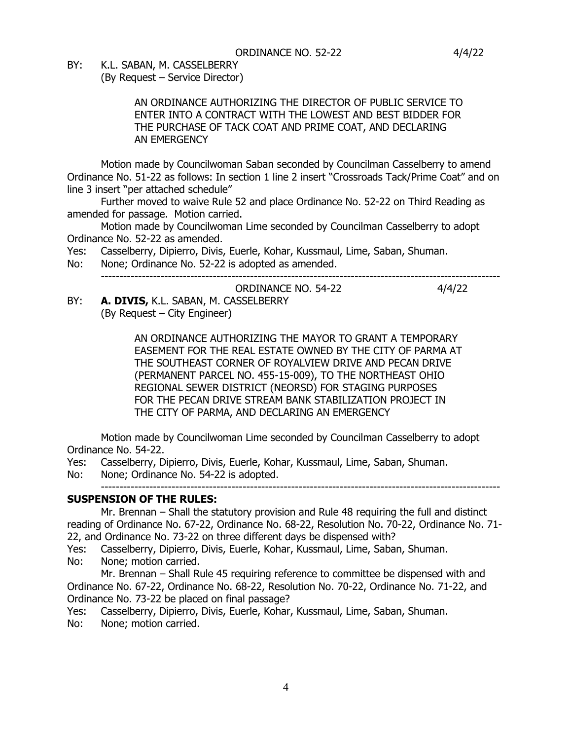ORDINANCE NO. 52-22 4/4/22

BY: K.L. SABAN, M. CASSELBERRY
(By Request – Service Director)

AN ORDINANCE AUTHORIZING THE DIRECTOR OF PUBLIC SERVICE TO ENTER INTO A CONTRACT WITH THE LOWEST AND BEST BIDDER FOR THE PURCHASE OF TACK COAT AND PRIME COAT, AND DECLARING AN EMERGENCY

Motion made by Councilwoman Saban seconded by Councilman Casselberry to amend Ordinance No. 51-22 as follows: In section 1 line 2 insert "Crossroads Tack/Prime Coat" and on line 3 insert "per attached schedule"

Further moved to waive Rule 52 and place Ordinance No. 52-22 on Third Reading as amended for passage. Motion carried.

Motion made by Councilwoman Lime seconded by Councilman Casselberry to adopt Ordinance No. 52-22 as amended.

Yes: Casselberry, Dipierro, Divis, Euerle, Kohar, Kussmaul, Lime, Saban, Shuman.
No: None; Ordinance No. 52-22 is adopted as amended.

---

ORDINANCE NO. 54-22 4/4/22

BY: **A. DIVIS,** K.L. SABAN, M. CASSELBERRY
(By Request – City Engineer)

AN ORDINANCE AUTHORIZING THE MAYOR TO GRANT A TEMPORARY EASEMENT FOR THE REAL ESTATE OWNED BY THE CITY OF PARMA AT THE SOUTHEAST CORNER OF ROYALVIEW DRIVE AND PECAN DRIVE (PERMANENT PARCEL NO. 455-15-009), TO THE NORTHEAST OHIO REGIONAL SEWER DISTRICT (NEORSD) FOR STAGING PURPOSES FOR THE PECAN DRIVE STREAM BANK STABILIZATION PROJECT IN THE CITY OF PARMA, AND DECLARING AN EMERGENCY

Motion made by Councilwoman Lime seconded by Councilman Casselberry to adopt Ordinance No. 54-22.

Yes: Casselberry, Dipierro, Divis, Euerle, Kohar, Kussmaul, Lime, Saban, Shuman.
No: None; Ordinance No. 54-22 is adopted.

---

**SUSPENSION OF THE RULES:**

Mr. Brennan – Shall the statutory provision and Rule 48 requiring the full and distinct reading of Ordinance No. 67-22, Ordinance No. 68-22, Resolution No. 70-22, Ordinance No. 71-22, and Ordinance No. 73-22 on three different days be dispensed with?

Yes: Casselberry, Dipierro, Divis, Euerle, Kohar, Kussmaul, Lime, Saban, Shuman.
No: None; motion carried.

Mr. Brennan – Shall Rule 45 requiring reference to committee be dispensed with and Ordinance No. 67-22, Ordinance No. 68-22, Resolution No. 70-22, Ordinance No. 71-22, and Ordinance No. 73-22 be placed on final passage?

Yes: Casselberry, Dipierro, Divis, Euerle, Kohar, Kussmaul, Lime, Saban, Shuman.
No: None; motion carried.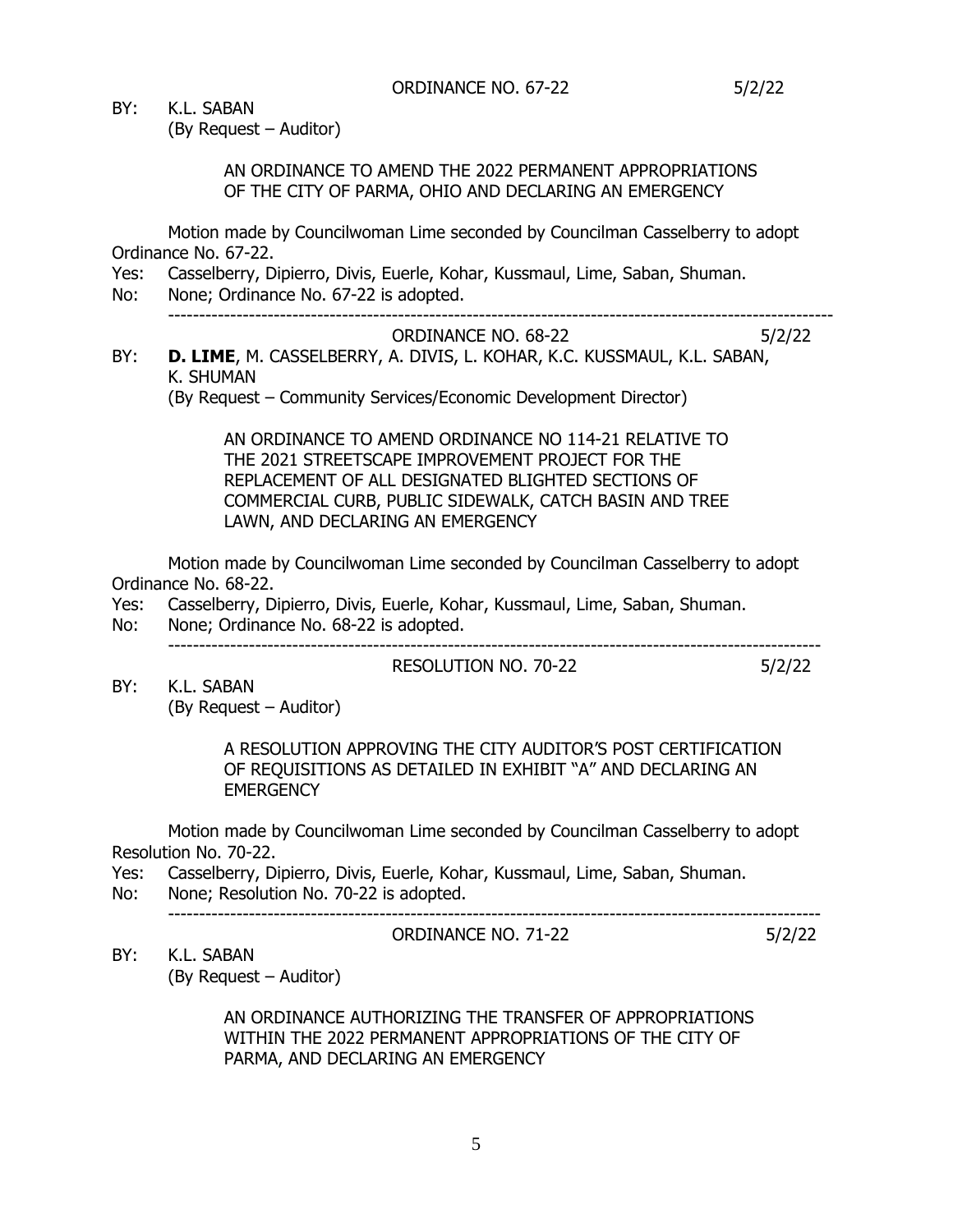ORDINANCE NO. 67-22 5/2/22

BY: K.L. SABAN
(By Request – Auditor)

AN ORDINANCE TO AMEND THE 2022 PERMANENT APPROPRIATIONS OF THE CITY OF PARMA, OHIO AND DECLARING AN EMERGENCY

Motion made by Councilwoman Lime seconded by Councilman Casselberry to adopt Ordinance No. 67-22.

Yes: Casselberry, Dipierro, Divis, Euerle, Kohar, Kussmaul, Lime, Saban, Shuman.
No: None; Ordinance No. 67-22 is adopted.

---

ORDINANCE NO. 68-22 5/2/22

BY: **D. LIME**, M. CASSELBERRY, A. DIVIS, L. KOHAR, K.C. KUSSMAUL, K.L. SABAN, K. SHUMAN
(By Request – Community Services/Economic Development Director)

AN ORDINANCE TO AMEND ORDINANCE NO 114-21 RELATIVE TO THE 2021 STREETSCAPE IMPROVEMENT PROJECT FOR THE REPLACEMENT OF ALL DESIGNATED BLIGHTED SECTIONS OF COMMERCIAL CURB, PUBLIC SIDEWALK, CATCH BASIN AND TREE LAWN, AND DECLARING AN EMERGENCY

Motion made by Councilwoman Lime seconded by Councilman Casselberry to adopt Ordinance No. 68-22.

Yes: Casselberry, Dipierro, Divis, Euerle, Kohar, Kussmaul, Lime, Saban, Shuman.
No: None; Ordinance No. 68-22 is adopted.

---

RESOLUTION NO. 70-22 5/2/22

BY: K.L. SABAN
(By Request – Auditor)

A RESOLUTION APPROVING THE CITY AUDITOR'S POST CERTIFICATION OF REQUISITIONS AS DETAILED IN EXHIBIT "A" AND DECLARING AN EMERGENCY

Motion made by Councilwoman Lime seconded by Councilman Casselberry to adopt Resolution No. 70-22.

Yes: Casselberry, Dipierro, Divis, Euerle, Kohar, Kussmaul, Lime, Saban, Shuman.
No: None; Resolution No. 70-22 is adopted.

---

ORDINANCE NO. 71-22 5/2/22

BY: K.L. SABAN
(By Request – Auditor)

AN ORDINANCE AUTHORIZING THE TRANSFER OF APPROPRIATIONS WITHIN THE 2022 PERMANENT APPROPRIATIONS OF THE CITY OF PARMA, AND DECLARING AN EMERGENCY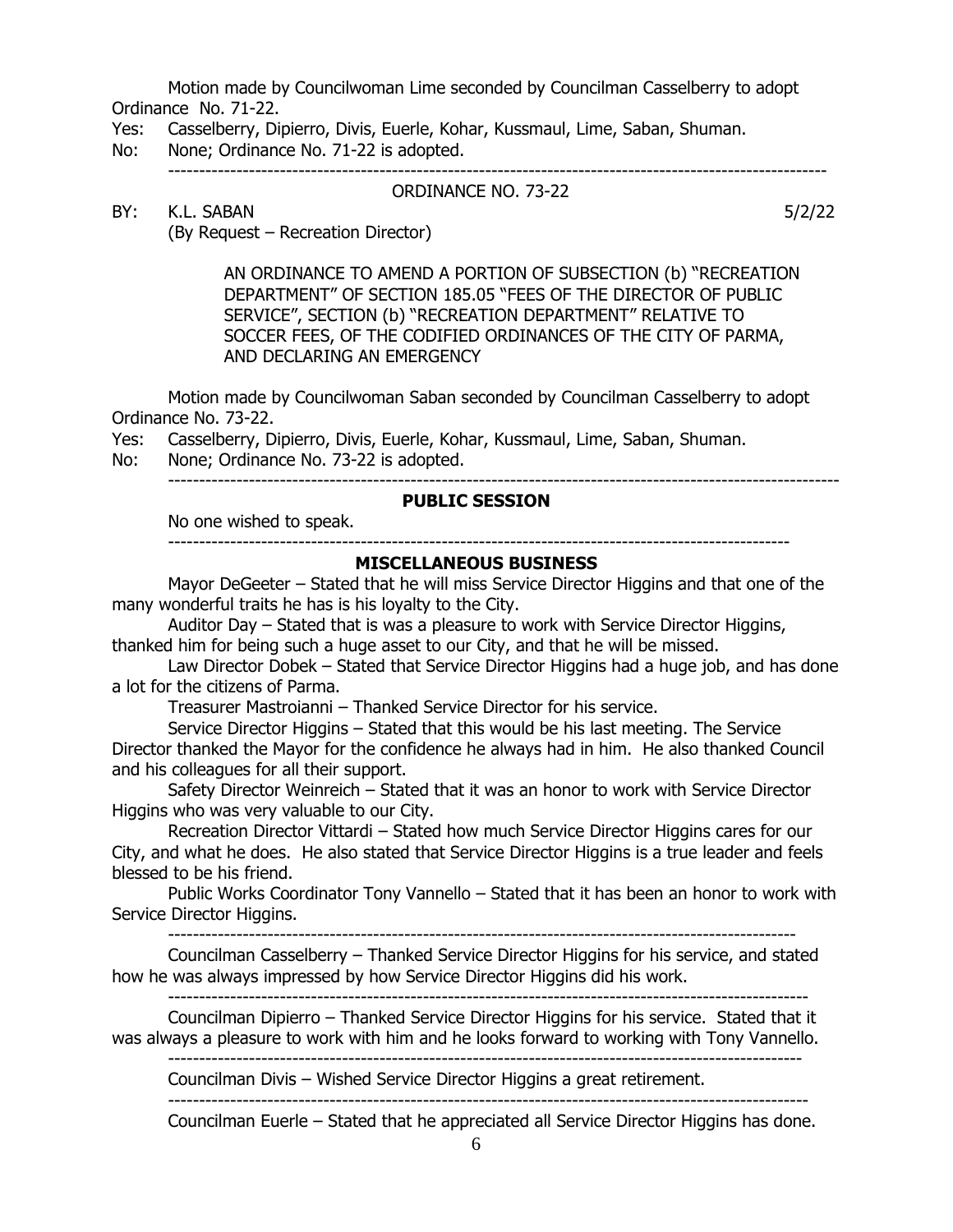Motion made by Councilwoman Lime seconded by Councilman Casselberry to adopt Ordinance No. 71-22.

Yes: Casselberry, Dipierro, Divis, Euerle, Kohar, Kussmaul, Lime, Saban, Shuman.
No: None; Ordinance No. 71-22 is adopted.

---

ORDINANCE NO. 73-22

BY: K.L. SABAN 5/2/22
(By Request – Recreation Director)

AN ORDINANCE TO AMEND A PORTION OF SUBSECTION (b) "RECREATION DEPARTMENT" OF SECTION 185.05 "FEES OF THE DIRECTOR OF PUBLIC SERVICE", SECTION (b) "RECREATION DEPARTMENT" RELATIVE TO SOCCER FEES, OF THE CODIFIED ORDINANCES OF THE CITY OF PARMA, AND DECLARING AN EMERGENCY

Motion made by Councilwoman Saban seconded by Councilman Casselberry to adopt Ordinance No. 73-22.

Yes: Casselberry, Dipierro, Divis, Euerle, Kohar, Kussmaul, Lime, Saban, Shuman.
No: None; Ordinance No. 73-22 is adopted.

---

**PUBLIC SESSION**

No one wished to speak.

---

**MISCELLANEOUS BUSINESS**

Mayor DeGeeter – Stated that he will miss Service Director Higgins and that one of the many wonderful traits he has is his loyalty to the City.

Auditor Day – Stated that is was a pleasure to work with Service Director Higgins, thanked him for being such a huge asset to our City, and that he will be missed.

Law Director Dobek – Stated that Service Director Higgins had a huge job, and has done a lot for the citizens of Parma.

Treasurer Mastroianni – Thanked Service Director for his service.

Service Director Higgins – Stated that this would be his last meeting. The Service Director thanked the Mayor for the confidence he always had in him. He also thanked Council and his colleagues for all their support.

Safety Director Weinreich – Stated that it was an honor to work with Service Director Higgins who was very valuable to our City.

Recreation Director Vittardi – Stated how much Service Director Higgins cares for our City, and what he does. He also stated that Service Director Higgins is a true leader and feels blessed to be his friend.

Public Works Coordinator Tony Vannello – Stated that it has been an honor to work with Service Director Higgins.

---

Councilman Casselberry – Thanked Service Director Higgins for his service, and stated how he was always impressed by how Service Director Higgins did his work.

---

Councilman Dipierro – Thanked Service Director Higgins for his service. Stated that it was always a pleasure to work with him and he looks forward to working with Tony Vannello.

---

Councilman Divis – Wished Service Director Higgins a great retirement.

---

Councilman Euerle – Stated that he appreciated all Service Director Higgins has done.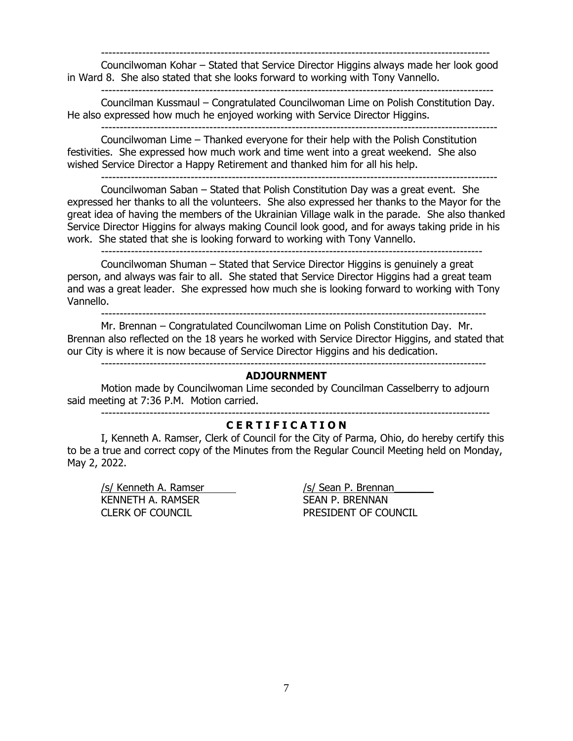---

Councilwoman Kohar – Stated that Service Director Higgins always made her look good in Ward 8. She also stated that she looks forward to working with Tony Vannello.

---

Councilman Kussmaul – Congratulated Councilwoman Lime on Polish Constitution Day. He also expressed how much he enjoyed working with Service Director Higgins.

---

Councilwoman Lime – Thanked everyone for their help with the Polish Constitution festivities. She expressed how much work and time went into a great weekend. She also wished Service Director a Happy Retirement and thanked him for all his help.

---

Councilwoman Saban – Stated that Polish Constitution Day was a great event. She expressed her thanks to all the volunteers. She also expressed her thanks to the Mayor for the great idea of having the members of the Ukrainian Village walk in the parade. She also thanked Service Director Higgins for always making Council look good, and for aways taking pride in his work. She stated that she is looking forward to working with Tony Vannello.

---

Councilwoman Shuman – Stated that Service Director Higgins is genuinely a great person, and always was fair to all. She stated that Service Director Higgins had a great team and was a great leader. She expressed how much she is looking forward to working with Tony Vannello.

---

Mr. Brennan – Congratulated Councilwoman Lime on Polish Constitution Day. Mr. Brennan also reflected on the 18 years he worked with Service Director Higgins, and stated that our City is where it is now because of Service Director Higgins and his dedication.

---

**ADJOURNMENT**

Motion made by Councilwoman Lime seconded by Councilman Casselberry to adjourn said meeting at 7:36 P.M. Motion carried.

---

**C E R T I F I C A T I O N**

I, Kenneth A. Ramser, Clerk of Council for the City of Parma, Ohio, do hereby certify this to be a true and correct copy of the Minutes from the Regular Council Meeting held on Monday, May 2, 2022.

/s/ Kenneth A. Ramser
KENNETH A. RAMSER
CLERK OF COUNCIL

/s/ Sean P. Brennan
SEAN P. BRENNAN
PRESIDENT OF COUNCIL